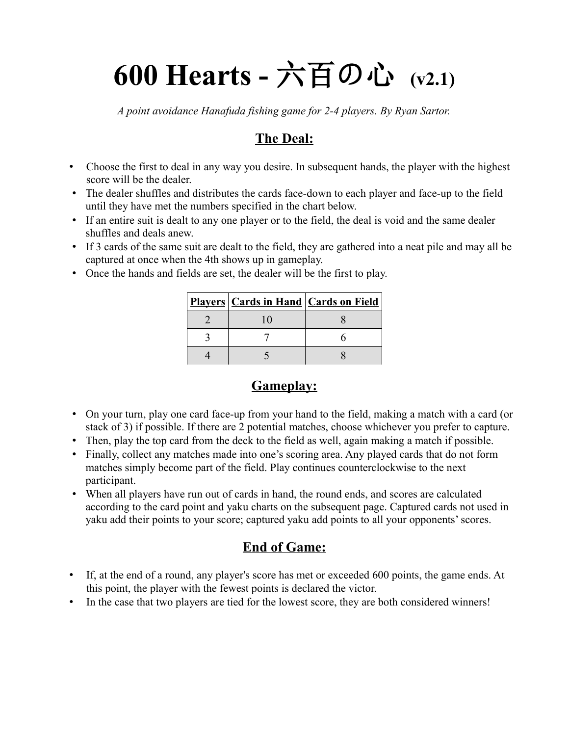# 600 Hearts - 六百の心 (v2.1)

*A point avoidance Hanafuda fishing game for 2-4 players. By Ryan Sartor.*

## The Deal:

- Choose the first to deal in any way you desire. In subsequent hands, the player with the highest score will be the dealer.
- The dealer shuffles and distributes the cards face-down to each player and face-up to the field until they have met the numbers specified in the chart below.
- If an entire suit is dealt to any one player or to the field, the deal is void and the same dealer shuffles and deals anew.
- If 3 cards of the same suit are dealt to the field, they are gathered into a neat pile and may all be captured at once when the 4th shows up in gameplay.
- Once the hands and fields are set, the dealer will be the first to play.

| Players | Cards in Hand | Cards on Field |
|---|---|---|
| 2 | 10 | 8 |
| 3 | 7 | 6 |
| 4 | 5 | 8 |

## Gameplay:

- On your turn, play one card face-up from your hand to the field, making a match with a card (or stack of 3) if possible. If there are 2 potential matches, choose whichever you prefer to capture.
- Then, play the top card from the deck to the field as well, again making a match if possible.
- Finally, collect any matches made into one's scoring area. Any played cards that do not form matches simply become part of the field. Play continues counterclockwise to the next participant.
- When all players have run out of cards in hand, the round ends, and scores are calculated according to the card point and yaku charts on the subsequent page. Captured cards not used in yaku add their points to your score; captured yaku add points to all your opponents' scores.

## End of Game:

- If, at the end of a round, any player's score has met or exceeded 600 points, the game ends. At this point, the player with the fewest points is declared the victor.
- In the case that two players are tied for the lowest score, they are both considered winners!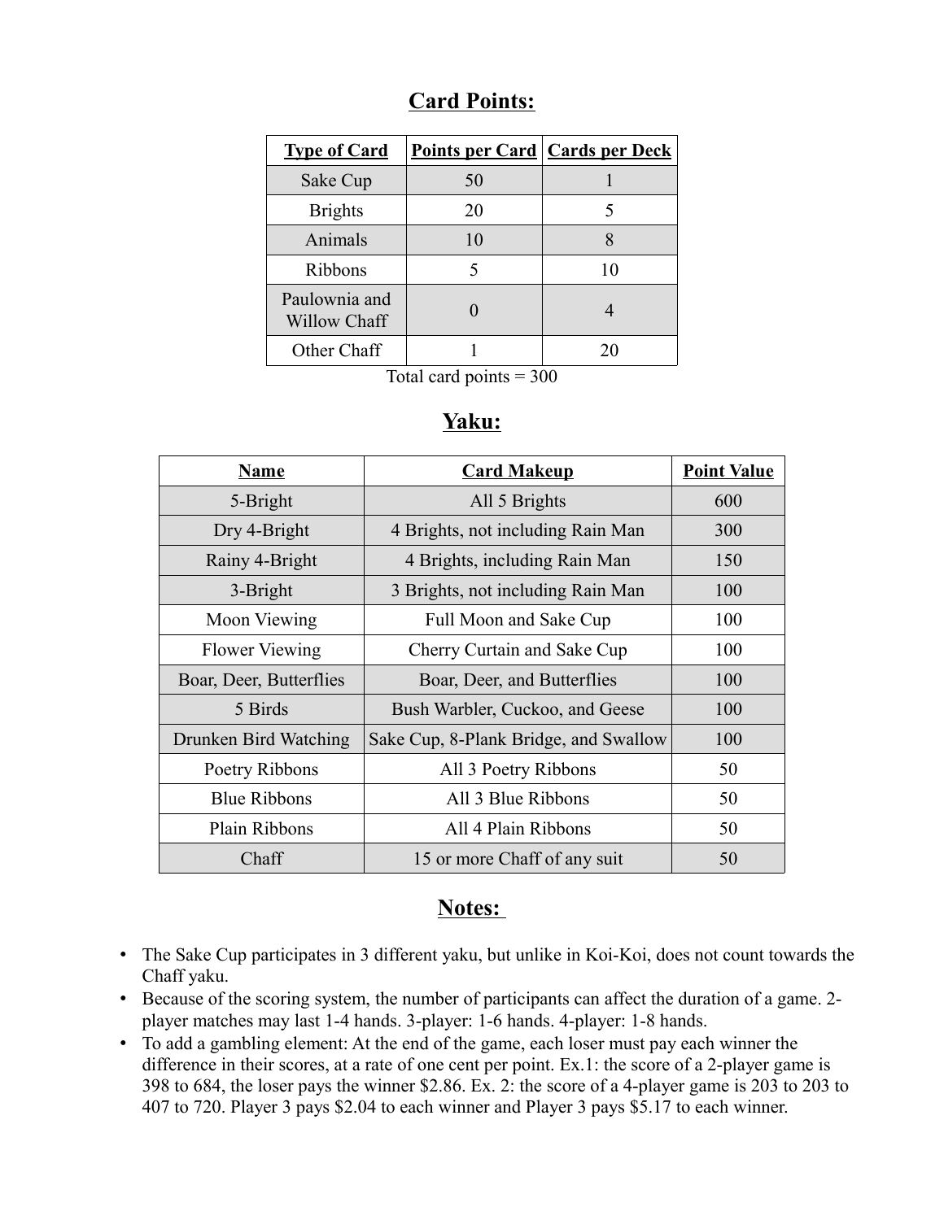## Card Points:

| Type of Card | Points per Card | Cards per Deck |
|---|---|---|
| Sake Cup | 50 | 1 |
| Brights | 20 | 5 |
| Animals | 10 | 8 |
| Ribbons | 5 | 10 |
| Paulownia and Willow Chaff | 0 | 4 |
| Other Chaff | 1 | 20 |

Total card points = 300

## Yaku:

| Name | Card Makeup | Point Value |
|---|---|---|
| 5-Bright | All 5 Brights | 600 |
| Dry 4-Bright | 4 Brights, not including Rain Man | 300 |
| Rainy 4-Bright | 4 Brights, including Rain Man | 150 |
| 3-Bright | 3 Brights, not including Rain Man | 100 |
| Moon Viewing | Full Moon and Sake Cup | 100 |
| Flower Viewing | Cherry Curtain and Sake Cup | 100 |
| Boar, Deer, Butterflies | Boar, Deer, and Butterflies | 100 |
| 5 Birds | Bush Warbler, Cuckoo, and Geese | 100 |
| Drunken Bird Watching | Sake Cup, 8-Plank Bridge, and Swallow | 100 |
| Poetry Ribbons | All 3 Poetry Ribbons | 50 |
| Blue Ribbons | All 3 Blue Ribbons | 50 |
| Plain Ribbons | All 4 Plain Ribbons | 50 |
| Chaff | 15 or more Chaff of any suit | 50 |

## Notes:

- The Sake Cup participates in 3 different yaku, but unlike in Koi-Koi, does not count towards the Chaff yaku.
- Because of the scoring system, the number of participants can affect the duration of a game. 2-player matches may last 1-4 hands. 3-player: 1-6 hands. 4-player: 1-8 hands.
- To add a gambling element: At the end of the game, each loser must pay each winner the difference in their scores, at a rate of one cent per point. Ex.1: the score of a 2-player game is 398 to 684, the loser pays the winner $2.86. Ex. 2: the score of a 4-player game is 203 to 203 to 407 to 720. Player 3 pays $2.04 to each winner and Player 3 pays $5.17 to each winner.